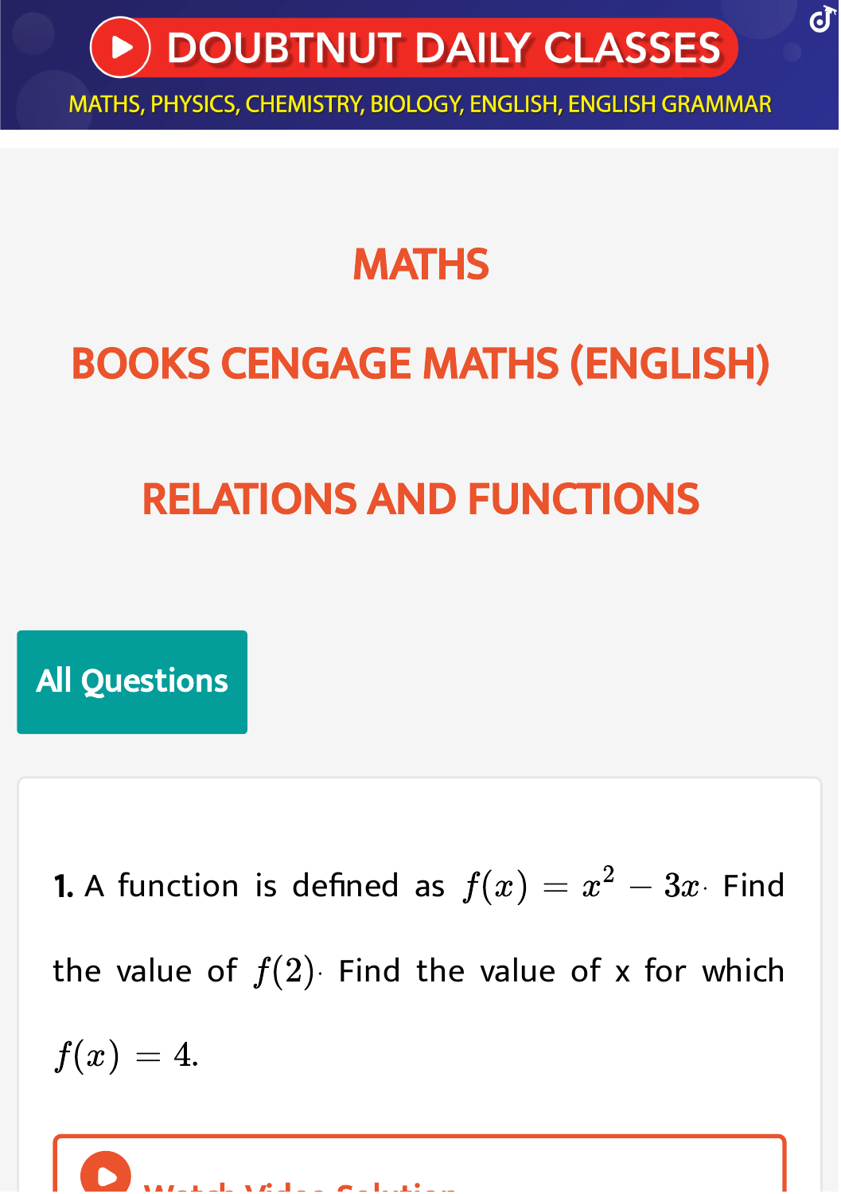# DOUBTNUT DAILY CLASSES

MATHS, PHYSICS, CHEMISTRY, BIOLOGY, ENGLISH, ENGLISH GRAMMAR

## MATHS

## BOOKS CENGAGE MATHS (ENGLISH)

## RELATIONS AND FUNCTIONS

**All Questions**

**1.** A function is defined as $f(x) = x^2 - 3x \cdot$ Find the value of $f(2) \cdot$ Find the value of x for which $f(x) = 4.$

Watch Video Solution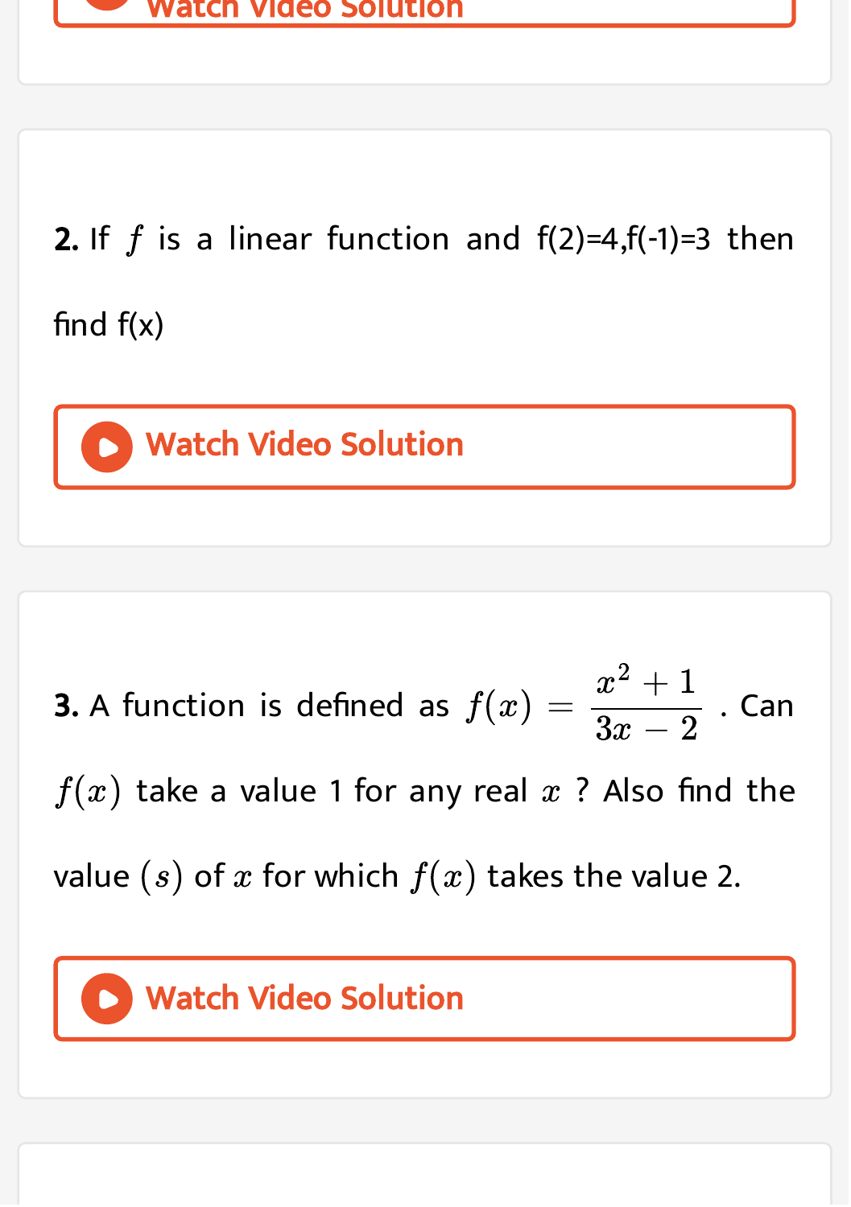**2.** If $f$ is a linear function and f(2)=4,f(-1)=3 then find f(x)

Watch Video Solution

**3.** A function is defined as $f(x) = \frac{x^2 + 1}{3x - 2}$. Can $f(x)$ take a value 1 for any real $x$ ? Also find the value $(s)$ of $x$ for which $f(x)$ takes the value 2.

Watch Video Solution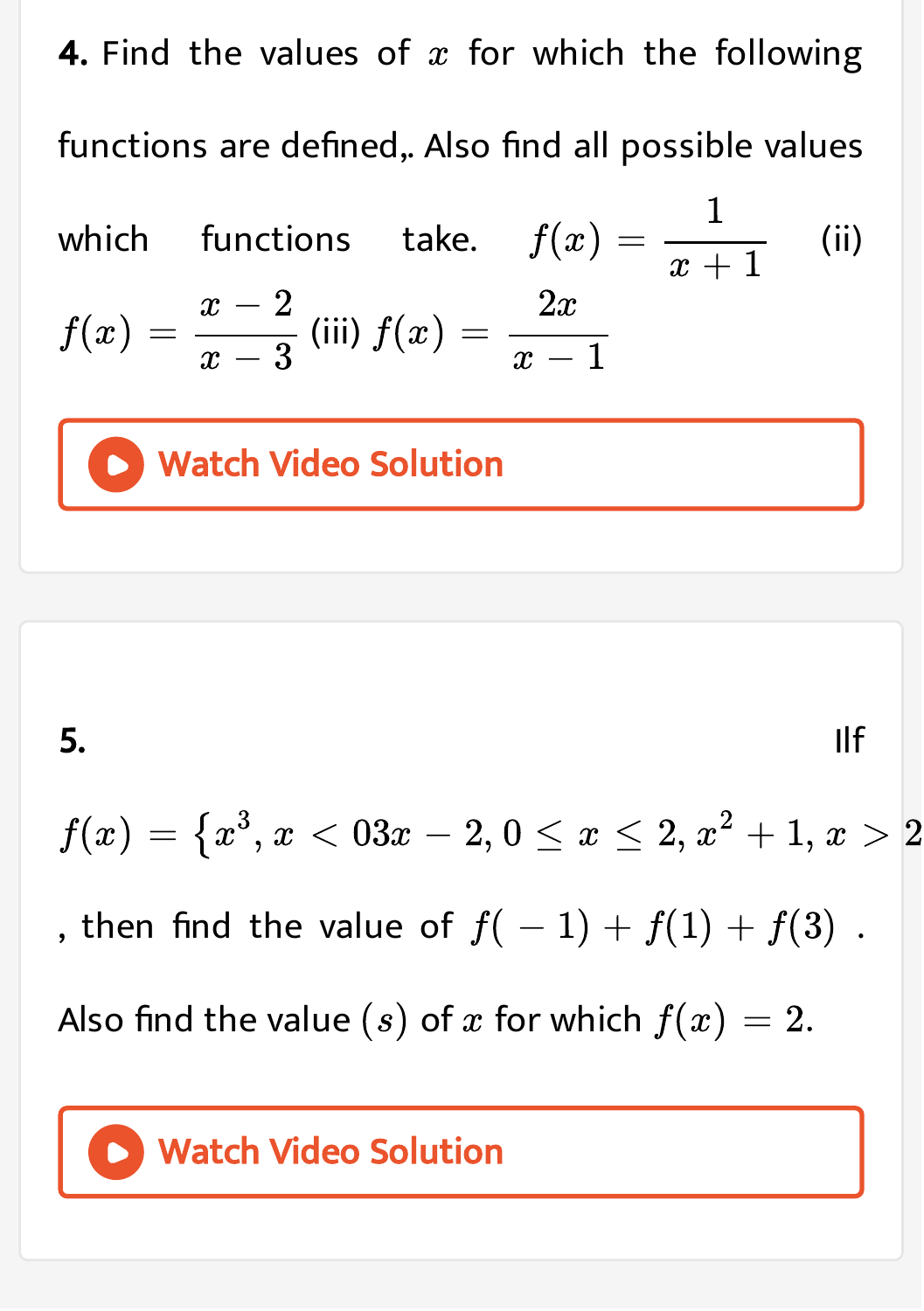**4.** Find the values of $x$ for which the following functions are defined,. Also find all possible values which functions take. $f(x)=\frac{1}{x+1}$ (ii) $f(x)=\frac{x-2}{x-3}$ (iii) $f(x)=\frac{2x}{x-1}$

Watch Video Solution

**5.** IIf $f(x)=\{x^3, x<03x-2, 0\le x\le 2, x^2+1, x>2$, then find the value of $f(-1)+f(1)+f(3)$. Also find the value $(s)$ of $x$ for which $f(x)=2$.

Watch Video Solution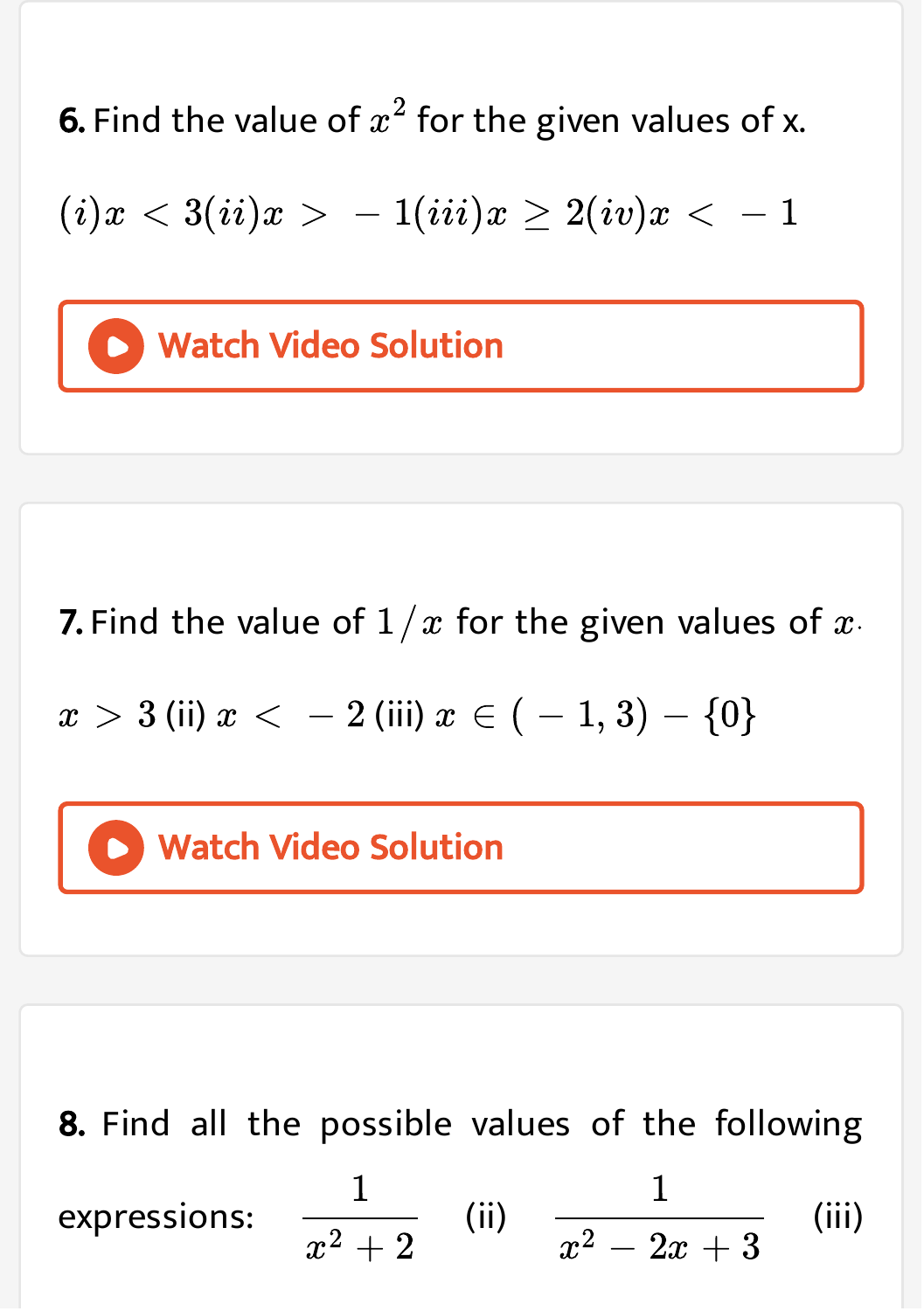**6.** Find the value of $x^2$ for the given values of x.

$(i) x < 3 (ii) x > -1 (iii) x \geq 2 (iv) x < -1$

Watch Video Solution

**7.** Find the value of $1/x$ for the given values of $x$.

$x > 3$ (ii) $x < -2$ (iii) $x \in (-1, 3) - \{0\}$

Watch Video Solution

**8.** Find all the possible values of the following expressions: $\dfrac{1}{x^2 + 2}$ (ii) $\dfrac{1}{x^2 - 2x + 3}$ (iii)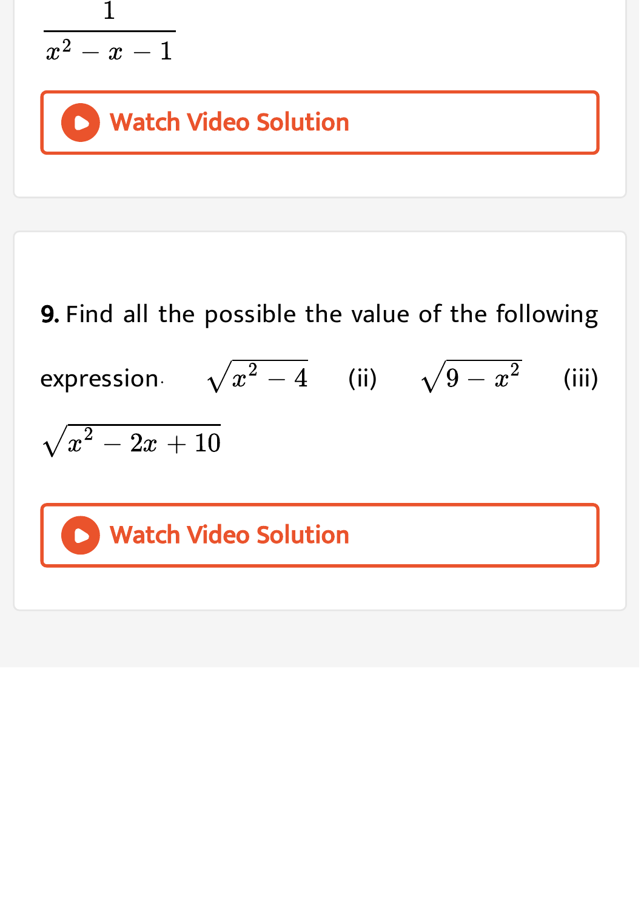$$\frac{1}{x^2 - x - 1}$$

Watch Video Solution

**9.** Find all the possible the value of the following expression. $\sqrt{x^2 - 4}$ (ii) $\sqrt{9 - x^2}$ (iii) $\sqrt{x^2 - 2x + 10}$

Watch Video Solution